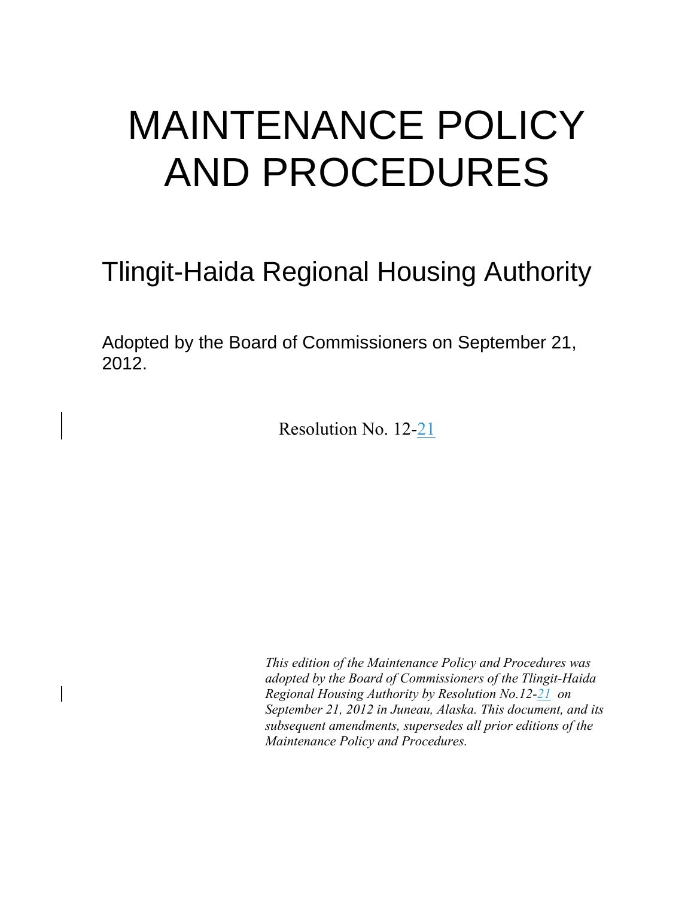# MAINTENANCE POLICY AND PROCEDURES

## Tlingit-Haida Regional Housing Authority

Adopted by the Board of Commissioners on September 21, 2012.

Resolution No. 12-21

*This edition of the Maintenance Policy and Procedures was adopted by the Board of Commissioners of the Tlingit-Haida Regional Housing Authority by Resolution No.12-21 on September 21, 2012 in Juneau, Alaska. This document, and its subsequent amendments, supersedes all prior editions of the Maintenance Policy and Procedures.*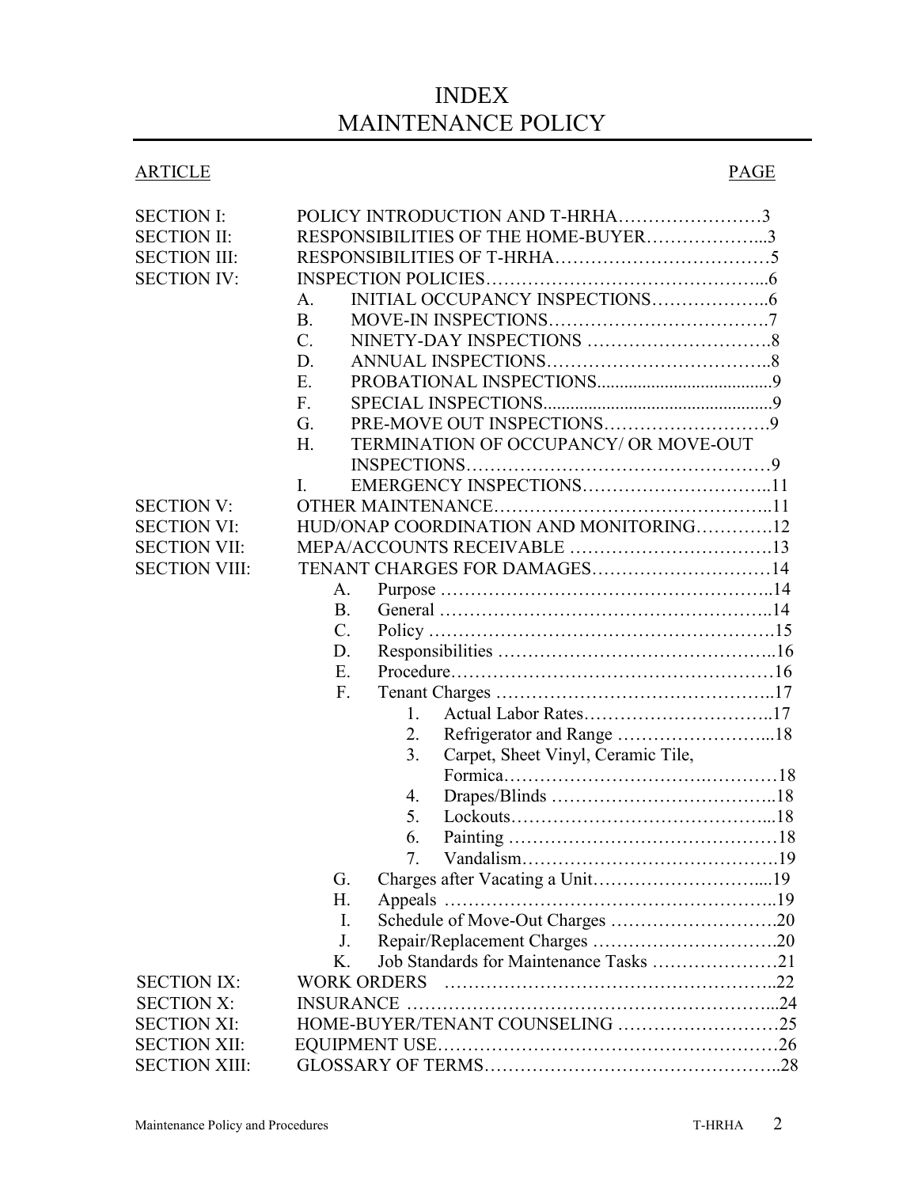# INDEX
# MAINTENANCE POLICY

| ARTICLE | | PAGE |
|---|---|---|
| SECTION I: | POLICY INTRODUCTION AND T-HRHA | 3 |
| SECTION II: | RESPONSIBILITIES OF THE HOME-BUYER | 3 |
| SECTION III: | RESPONSIBILITIES OF T-HRHA | 5 |
| SECTION IV: | INSPECTION POLICIES | 6 |
| | A. INITIAL OCCUPANCY INSPECTIONS | 6 |
| | B. MOVE-IN INSPECTIONS | 7 |
| | C. NINETY-DAY INSPECTIONS | 8 |
| | D. ANNUAL INSPECTIONS | 8 |
| | E. PROBATIONAL INSPECTIONS | 9 |
| | F. SPECIAL INSPECTIONS | 9 |
| | G. PRE-MOVE OUT INSPECTIONS | 9 |
| | H. TERMINATION OF OCCUPANCY/ OR MOVE-OUT INSPECTIONS | 9 |
| | I. EMERGENCY INSPECTIONS | 11 |
| SECTION V: | OTHER MAINTENANCE | 11 |
| SECTION VI: | HUD/ONAP COORDINATION AND MONITORING | 12 |
| SECTION VII: | MEPA/ACCOUNTS RECEIVABLE | 13 |
| SECTION VIII: | TENANT CHARGES FOR DAMAGES | 14 |
| | A. Purpose | 14 |
| | B. General | 14 |
| | C. Policy | 15 |
| | D. Responsibilities | 16 |
| | E. Procedure | 16 |
| | F. Tenant Charges | 17 |
| | 1. Actual Labor Rates | 17 |
| | 2. Refrigerator and Range | 18 |
| | 3. Carpet, Sheet Vinyl, Ceramic Tile, Formica | 18 |
| | 4. Drapes/Blinds | 18 |
| | 5. Lockouts | 18 |
| | 6. Painting | 18 |
| | 7. Vandalism | 19 |
| | G. Charges after Vacating a Unit | 19 |
| | H. Appeals | 19 |
| | I. Schedule of Move-Out Charges | 20 |
| | J. Repair/Replacement Charges | 20 |
| | K. Job Standards for Maintenance Tasks | 21 |
| SECTION IX: | WORK ORDERS | 22 |
| SECTION X: | INSURANCE | 24 |
| SECTION XI: | HOME-BUYER/TENANT COUNSELING | 25 |
| SECTION XII: | EQUIPMENT USE | 26 |
| SECTION XIII: | GLOSSARY OF TERMS | 28 |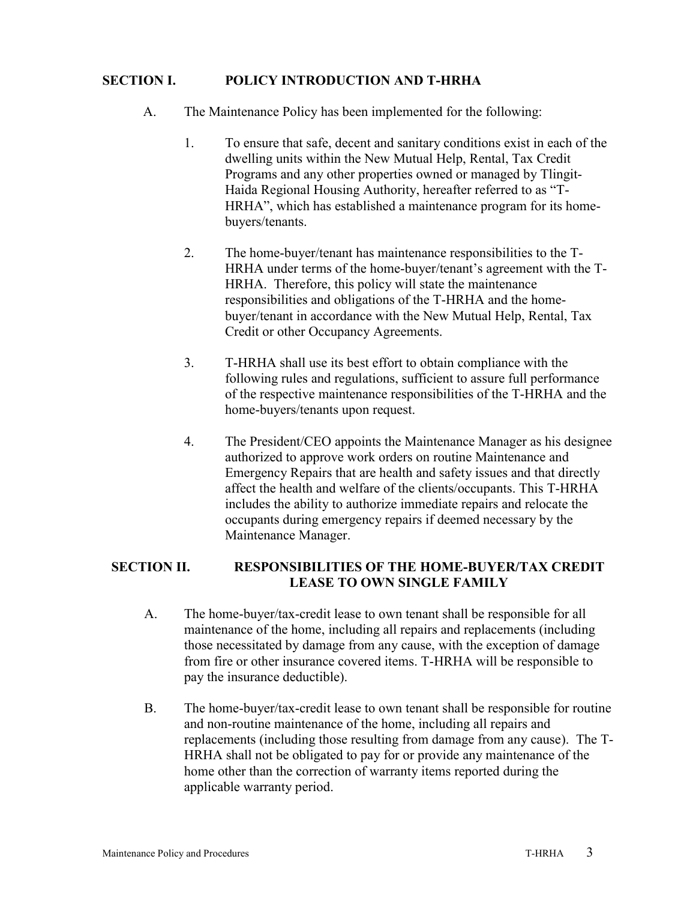## SECTION I. POLICY INTRODUCTION AND T-HRHA

A. The Maintenance Policy has been implemented for the following:

1. To ensure that safe, decent and sanitary conditions exist in each of the dwelling units within the New Mutual Help, Rental, Tax Credit Programs and any other properties owned or managed by Tlingit-Haida Regional Housing Authority, hereafter referred to as "T-HRHA", which has established a maintenance program for its home-buyers/tenants.

2. The home-buyer/tenant has maintenance responsibilities to the T-HRHA under terms of the home-buyer/tenant's agreement with the T-HRHA. Therefore, this policy will state the maintenance responsibilities and obligations of the T-HRHA and the home-buyer/tenant in accordance with the New Mutual Help, Rental, Tax Credit or other Occupancy Agreements.

3. T-HRHA shall use its best effort to obtain compliance with the following rules and regulations, sufficient to assure full performance of the respective maintenance responsibilities of the T-HRHA and the home-buyers/tenants upon request.

4. The President/CEO appoints the Maintenance Manager as his designee authorized to approve work orders on routine Maintenance and Emergency Repairs that are health and safety issues and that directly affect the health and welfare of the clients/occupants. This T-HRHA includes the ability to authorize immediate repairs and relocate the occupants during emergency repairs if deemed necessary by the Maintenance Manager.

## SECTION II. RESPONSIBILITIES OF THE HOME-BUYER/TAX CREDIT LEASE TO OWN SINGLE FAMILY

A. The home-buyer/tax-credit lease to own tenant shall be responsible for all maintenance of the home, including all repairs and replacements (including those necessitated by damage from any cause, with the exception of damage from fire or other insurance covered items. T-HRHA will be responsible to pay the insurance deductible).

B. The home-buyer/tax-credit lease to own tenant shall be responsible for routine and non-routine maintenance of the home, including all repairs and replacements (including those resulting from damage from any cause). The T-HRHA shall not be obligated to pay for or provide any maintenance of the home other than the correction of warranty items reported during the applicable warranty period.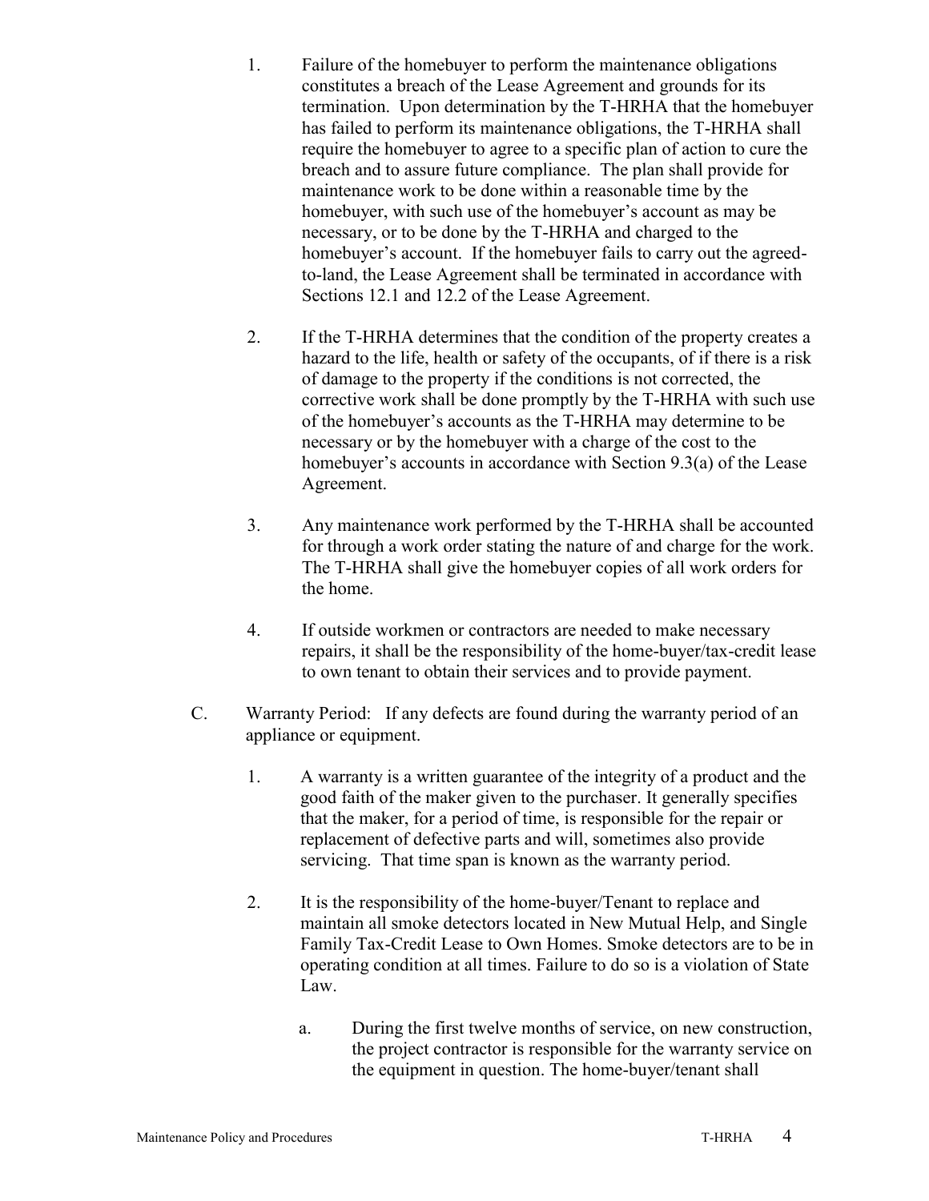1. Failure of the homebuyer to perform the maintenance obligations constitutes a breach of the Lease Agreement and grounds for its termination. Upon determination by the T-HRHA that the homebuyer has failed to perform its maintenance obligations, the T-HRHA shall require the homebuyer to agree to a specific plan of action to cure the breach and to assure future compliance. The plan shall provide for maintenance work to be done within a reasonable time by the homebuyer, with such use of the homebuyer's account as may be necessary, or to be done by the T-HRHA and charged to the homebuyer's account. If the homebuyer fails to carry out the agreed-to-land, the Lease Agreement shall be terminated in accordance with Sections 12.1 and 12.2 of the Lease Agreement.

2. If the T-HRHA determines that the condition of the property creates a hazard to the life, health or safety of the occupants, of if there is a risk of damage to the property if the conditions is not corrected, the corrective work shall be done promptly by the T-HRHA with such use of the homebuyer's accounts as the T-HRHA may determine to be necessary or by the homebuyer with a charge of the cost to the homebuyer's accounts in accordance with Section 9.3(a) of the Lease Agreement.

3. Any maintenance work performed by the T-HRHA shall be accounted for through a work order stating the nature of and charge for the work. The T-HRHA shall give the homebuyer copies of all work orders for the home.

4. If outside workmen or contractors are needed to make necessary repairs, it shall be the responsibility of the home-buyer/tax-credit lease to own tenant to obtain their services and to provide payment.

C. Warranty Period: If any defects are found during the warranty period of an appliance or equipment.

   1. A warranty is a written guarantee of the integrity of a product and the good faith of the maker given to the purchaser. It generally specifies that the maker, for a period of time, is responsible for the repair or replacement of defective parts and will, sometimes also provide servicing. That time span is known as the warranty period.

   2. It is the responsibility of the home-buyer/Tenant to replace and maintain all smoke detectors located in New Mutual Help, and Single Family Tax-Credit Lease to Own Homes. Smoke detectors are to be in operating condition at all times. Failure to do so is a violation of State Law.

      a. During the first twelve months of service, on new construction, the project contractor is responsible for the warranty service on the equipment in question. The home-buyer/tenant shall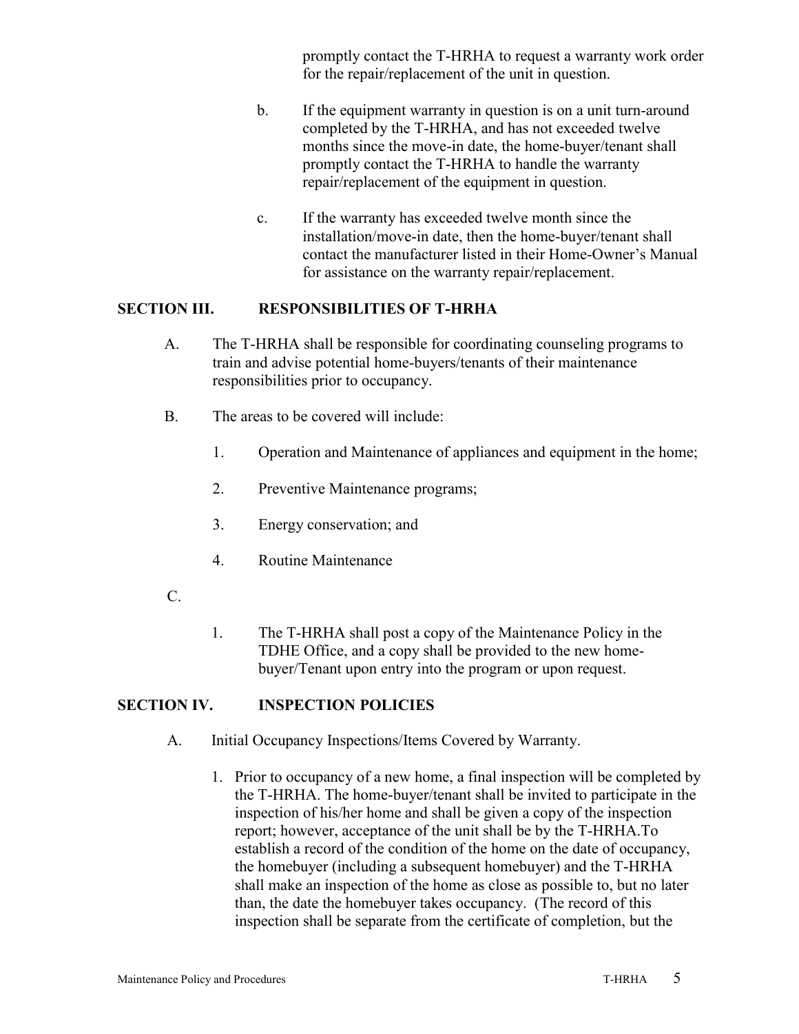promptly contact the T-HRHA to request a warranty work order for the repair/replacement of the unit in question.

b. If the equipment warranty in question is on a unit turn-around completed by the T-HRHA, and has not exceeded twelve months since the move-in date, the home-buyer/tenant shall promptly contact the T-HRHA to handle the warranty repair/replacement of the equipment in question.

c. If the warranty has exceeded twelve month since the installation/move-in date, then the home-buyer/tenant shall contact the manufacturer listed in their Home-Owner's Manual for assistance on the warranty repair/replacement.

## SECTION III. RESPONSIBILITIES OF T-HRHA

A. The T-HRHA shall be responsible for coordinating counseling programs to train and advise potential home-buyers/tenants of their maintenance responsibilities prior to occupancy.

B. The areas to be covered will include:

1. Operation and Maintenance of appliances and equipment in the home;
2. Preventive Maintenance programs;
3. Energy conservation; and
4. Routine Maintenance

C.

1. The T-HRHA shall post a copy of the Maintenance Policy in the TDHE Office, and a copy shall be provided to the new home-buyer/Tenant upon entry into the program or upon request.

## SECTION IV. INSPECTION POLICIES

A. Initial Occupancy Inspections/Items Covered by Warranty.

1. Prior to occupancy of a new home, a final inspection will be completed by the T-HRHA. The home-buyer/tenant shall be invited to participate in the inspection of his/her home and shall be given a copy of the inspection report; however, acceptance of the unit shall be by the T-HRHA.To establish a record of the condition of the home on the date of occupancy, the homebuyer (including a subsequent homebuyer) and the T-HRHA shall make an inspection of the home as close as possible to, but no later than, the date the homebuyer takes occupancy. (The record of this inspection shall be separate from the certificate of completion, but the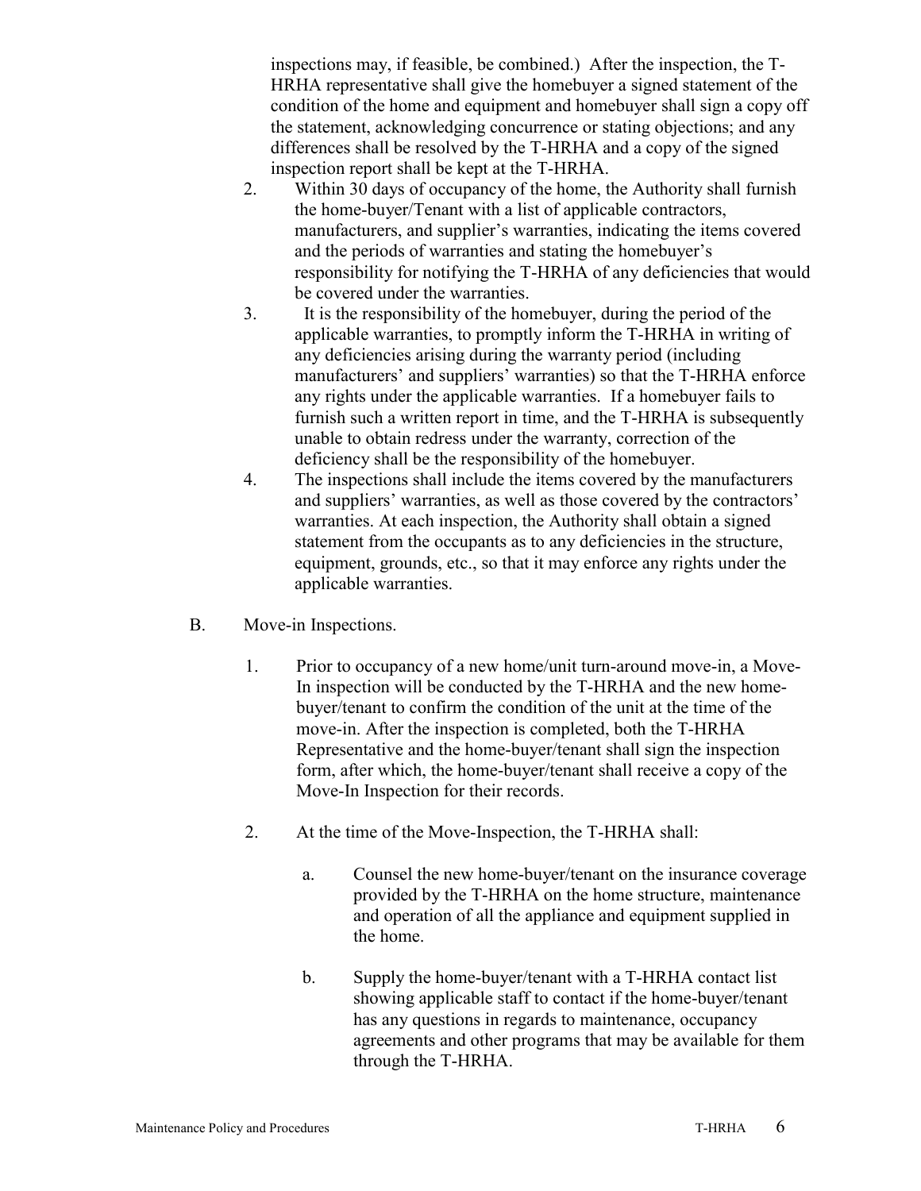inspections may, if feasible, be combined.) After the inspection, the T-HRHA representative shall give the homebuyer a signed statement of the condition of the home and equipment and homebuyer shall sign a copy off the statement, acknowledging concurrence or stating objections; and any differences shall be resolved by the T-HRHA and a copy of the signed inspection report shall be kept at the T-HRHA.

2. Within 30 days of occupancy of the home, the Authority shall furnish the home-buyer/Tenant with a list of applicable contractors, manufacturers, and supplier's warranties, indicating the items covered and the periods of warranties and stating the homebuyer's responsibility for notifying the T-HRHA of any deficiencies that would be covered under the warranties.
3. It is the responsibility of the homebuyer, during the period of the applicable warranties, to promptly inform the T-HRHA in writing of any deficiencies arising during the warranty period (including manufacturers' and suppliers' warranties) so that the T-HRHA enforce any rights under the applicable warranties. If a homebuyer fails to furnish such a written report in time, and the T-HRHA is subsequently unable to obtain redress under the warranty, correction of the deficiency shall be the responsibility of the homebuyer.
4. The inspections shall include the items covered by the manufacturers and suppliers' warranties, as well as those covered by the contractors' warranties. At each inspection, the Authority shall obtain a signed statement from the occupants as to any deficiencies in the structure, equipment, grounds, etc., so that it may enforce any rights under the applicable warranties.

B. Move-in Inspections.

1. Prior to occupancy of a new home/unit turn-around move-in, a Move-In inspection will be conducted by the T-HRHA and the new home-buyer/tenant to confirm the condition of the unit at the time of the move-in. After the inspection is completed, both the T-HRHA Representative and the home-buyer/tenant shall sign the inspection form, after which, the home-buyer/tenant shall receive a copy of the Move-In Inspection for their records.

2. At the time of the Move-Inspection, the T-HRHA shall:

   a. Counsel the new home-buyer/tenant on the insurance coverage provided by the T-HRHA on the home structure, maintenance and operation of all the appliance and equipment supplied in the home.

   b. Supply the home-buyer/tenant with a T-HRHA contact list showing applicable staff to contact if the home-buyer/tenant has any questions in regards to maintenance, occupancy agreements and other programs that may be available for them through the T-HRHA.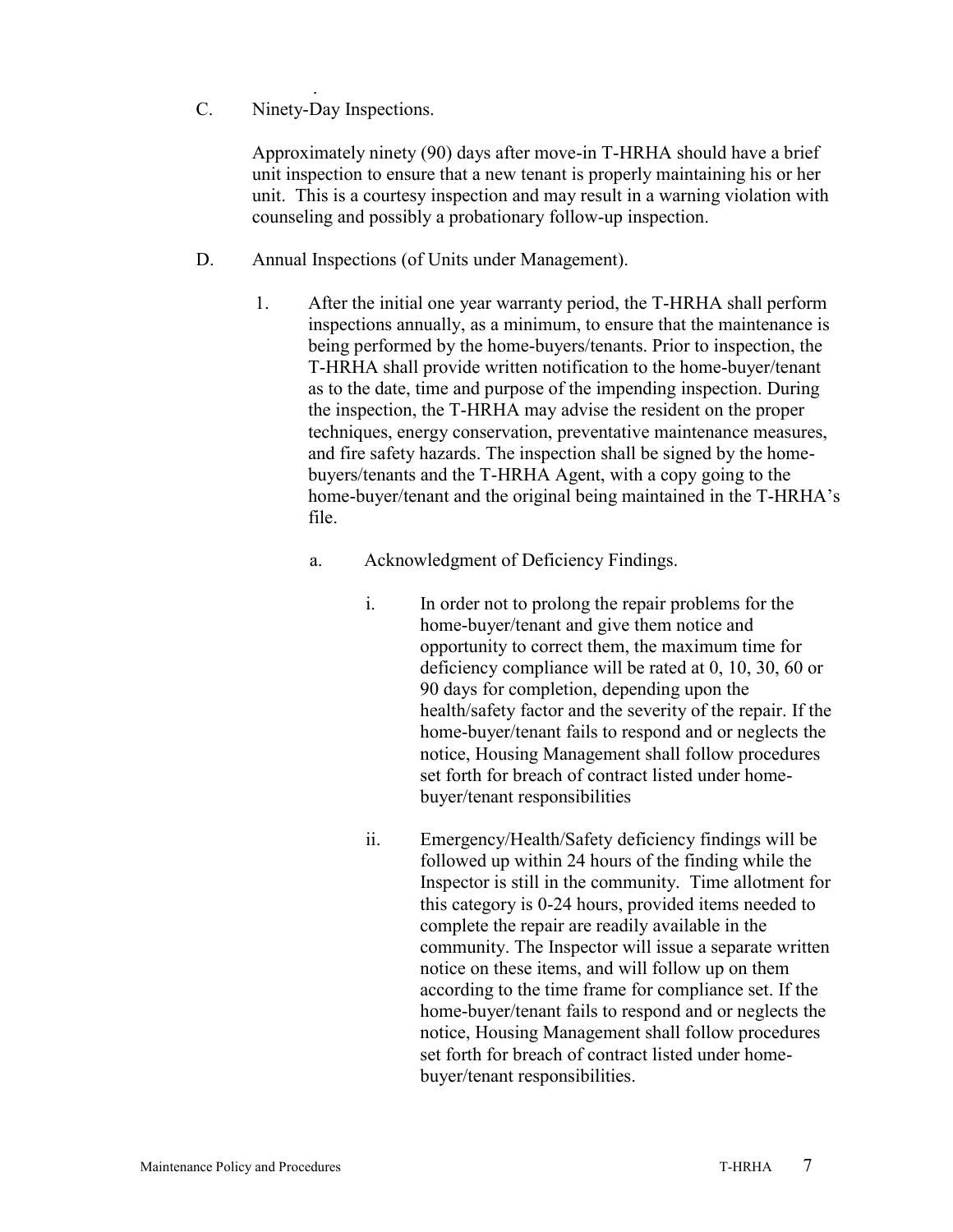C. Ninety-Day Inspections.

Approximately ninety (90) days after move-in T-HRHA should have a brief unit inspection to ensure that a new tenant is properly maintaining his or her unit. This is a courtesy inspection and may result in a warning violation with counseling and possibly a probationary follow-up inspection.

D. Annual Inspections (of Units under Management).

1. After the initial one year warranty period, the T-HRHA shall perform inspections annually, as a minimum, to ensure that the maintenance is being performed by the home-buyers/tenants. Prior to inspection, the T-HRHA shall provide written notification to the home-buyer/tenant as to the date, time and purpose of the impending inspection. During the inspection, the T-HRHA may advise the resident on the proper techniques, energy conservation, preventative maintenance measures, and fire safety hazards. The inspection shall be signed by the home-buyers/tenants and the T-HRHA Agent, with a copy going to the home-buyer/tenant and the original being maintained in the T-HRHA's file.

   a. Acknowledgment of Deficiency Findings.

      i. In order not to prolong the repair problems for the home-buyer/tenant and give them notice and opportunity to correct them, the maximum time for deficiency compliance will be rated at 0, 10, 30, 60 or 90 days for completion, depending upon the health/safety factor and the severity of the repair. If the home-buyer/tenant fails to respond and or neglects the notice, Housing Management shall follow procedures set forth for breach of contract listed under home-buyer/tenant responsibilities

      ii. Emergency/Health/Safety deficiency findings will be followed up within 24 hours of the finding while the Inspector is still in the community. Time allotment for this category is 0-24 hours, provided items needed to complete the repair are readily available in the community. The Inspector will issue a separate written notice on these items, and will follow up on them according to the time frame for compliance set. If the home-buyer/tenant fails to respond and or neglects the notice, Housing Management shall follow procedures set forth for breach of contract listed under home-buyer/tenant responsibilities.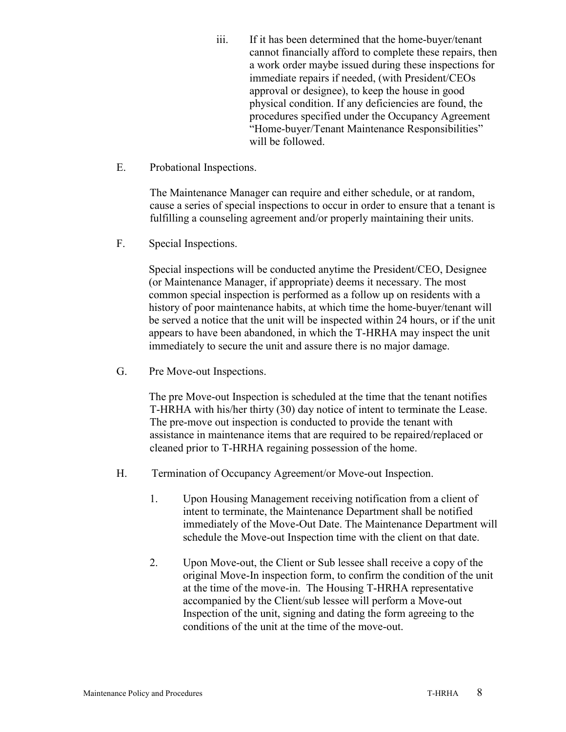iii. If it has been determined that the home-buyer/tenant cannot financially afford to complete these repairs, then a work order maybe issued during these inspections for immediate repairs if needed, (with President/CEOs approval or designee), to keep the house in good physical condition. If any deficiencies are found, the procedures specified under the Occupancy Agreement "Home-buyer/Tenant Maintenance Responsibilities" will be followed.

E. Probational Inspections.

The Maintenance Manager can require and either schedule, or at random, cause a series of special inspections to occur in order to ensure that a tenant is fulfilling a counseling agreement and/or properly maintaining their units.

F. Special Inspections.

Special inspections will be conducted anytime the President/CEO, Designee (or Maintenance Manager, if appropriate) deems it necessary. The most common special inspection is performed as a follow up on residents with a history of poor maintenance habits, at which time the home-buyer/tenant will be served a notice that the unit will be inspected within 24 hours, or if the unit appears to have been abandoned, in which the T-HRHA may inspect the unit immediately to secure the unit and assure there is no major damage.

G. Pre Move-out Inspections.

The pre Move-out Inspection is scheduled at the time that the tenant notifies T-HRHA with his/her thirty (30) day notice of intent to terminate the Lease. The pre-move out inspection is conducted to provide the tenant with assistance in maintenance items that are required to be repaired/replaced or cleaned prior to T-HRHA regaining possession of the home.

H. Termination of Occupancy Agreement/or Move-out Inspection.

1. Upon Housing Management receiving notification from a client of intent to terminate, the Maintenance Department shall be notified immediately of the Move-Out Date. The Maintenance Department will schedule the Move-out Inspection time with the client on that date.

2. Upon Move-out, the Client or Sub lessee shall receive a copy of the original Move-In inspection form, to confirm the condition of the unit at the time of the move-in. The Housing T-HRHA representative accompanied by the Client/sub lessee will perform a Move-out Inspection of the unit, signing and dating the form agreeing to the conditions of the unit at the time of the move-out.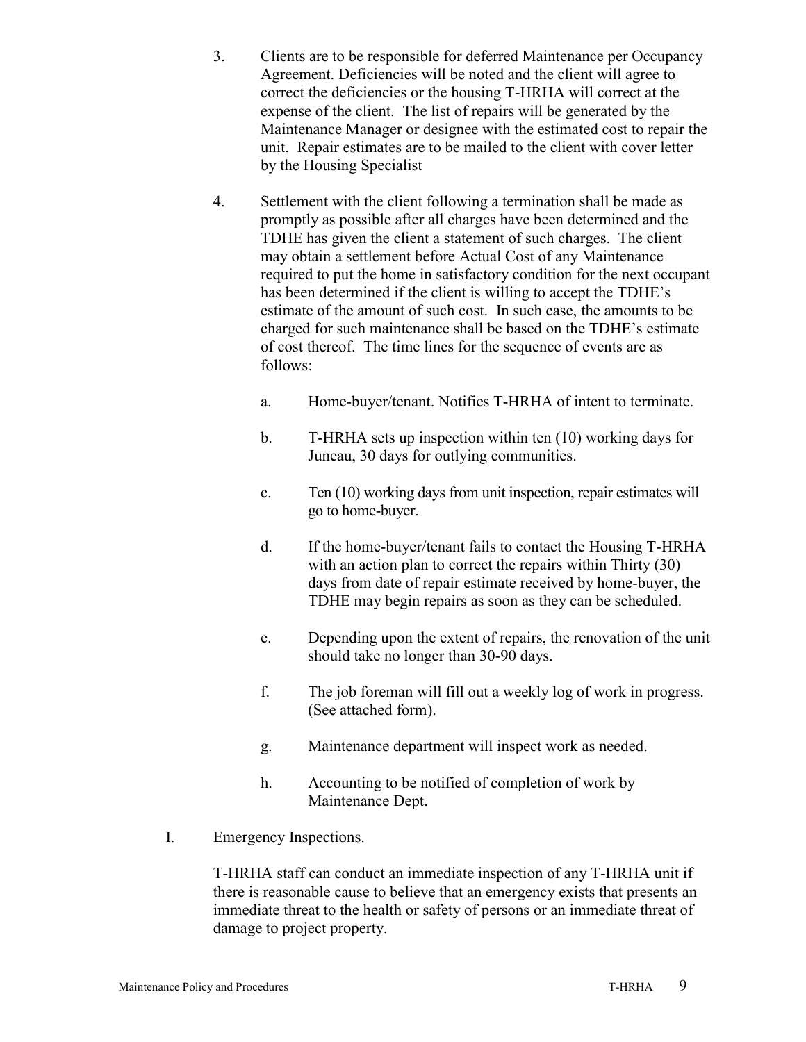3. Clients are to be responsible for deferred Maintenance per Occupancy Agreement. Deficiencies will be noted and the client will agree to correct the deficiencies or the housing T-HRHA will correct at the expense of the client. The list of repairs will be generated by the Maintenance Manager or designee with the estimated cost to repair the unit. Repair estimates are to be mailed to the client with cover letter by the Housing Specialist

4. Settlement with the client following a termination shall be made as promptly as possible after all charges have been determined and the TDHE has given the client a statement of such charges. The client may obtain a settlement before Actual Cost of any Maintenance required to put the home in satisfactory condition for the next occupant has been determined if the client is willing to accept the TDHE's estimate of the amount of such cost. In such case, the amounts to be charged for such maintenance shall be based on the TDHE's estimate of cost thereof. The time lines for the sequence of events are as follows:

   a. Home-buyer/tenant. Notifies T-HRHA of intent to terminate.

   b. T-HRHA sets up inspection within ten (10) working days for Juneau, 30 days for outlying communities.

   c. Ten (10) working days from unit inspection, repair estimates will go to home-buyer.

   d. If the home-buyer/tenant fails to contact the Housing T-HRHA with an action plan to correct the repairs within Thirty (30) days from date of repair estimate received by home-buyer, the TDHE may begin repairs as soon as they can be scheduled.

   e. Depending upon the extent of repairs, the renovation of the unit should take no longer than 30-90 days.

   f. The job foreman will fill out a weekly log of work in progress. (See attached form).

   g. Maintenance department will inspect work as needed.

   h. Accounting to be notified of completion of work by Maintenance Dept.

I. Emergency Inspections.

T-HRHA staff can conduct an immediate inspection of any T-HRHA unit if there is reasonable cause to believe that an emergency exists that presents an immediate threat to the health or safety of persons or an immediate threat of damage to project property.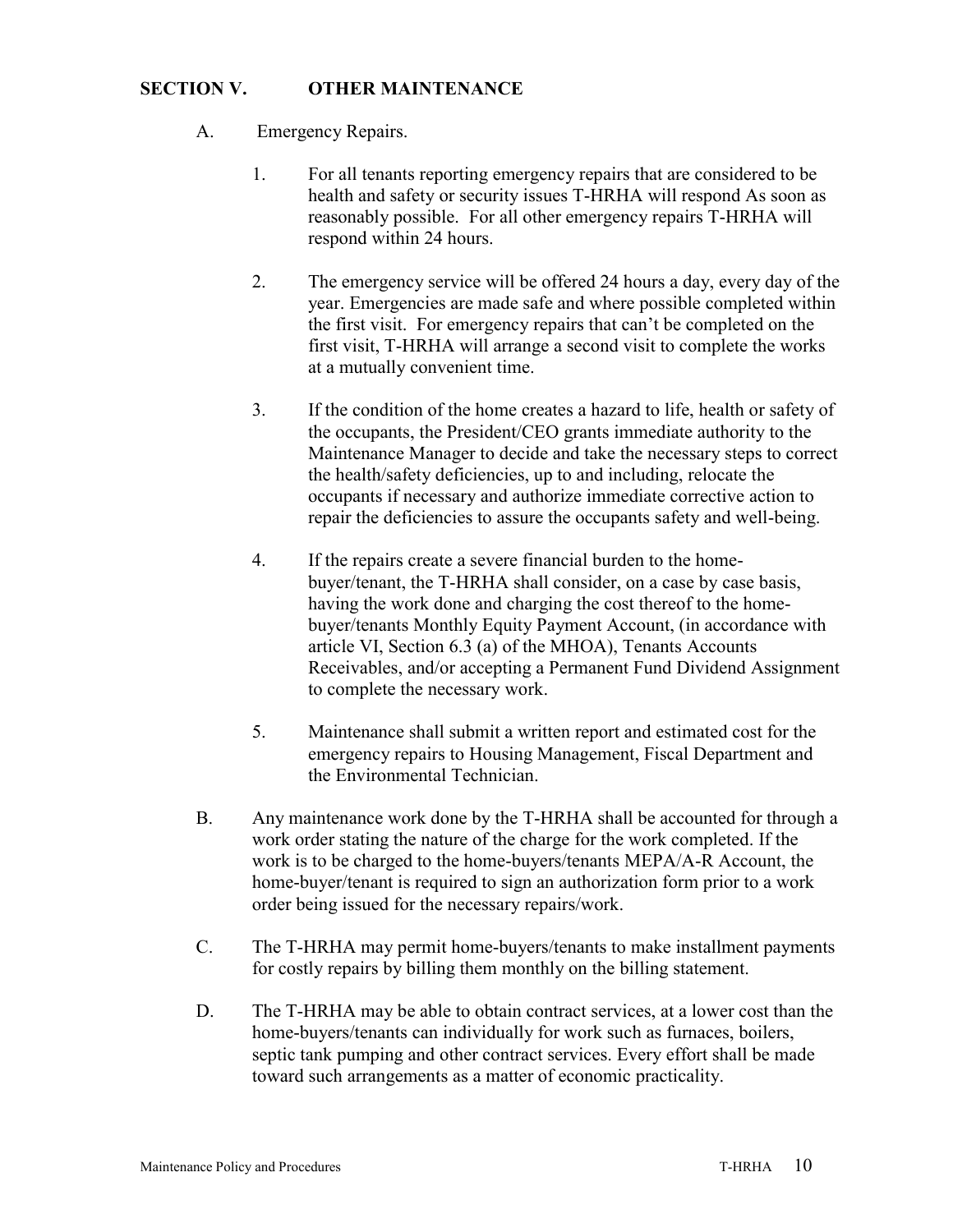## SECTION V. OTHER MAINTENANCE

A. Emergency Repairs.

1. For all tenants reporting emergency repairs that are considered to be health and safety or security issues T-HRHA will respond As soon as reasonably possible. For all other emergency repairs T-HRHA will respond within 24 hours.

2. The emergency service will be offered 24 hours a day, every day of the year. Emergencies are made safe and where possible completed within the first visit. For emergency repairs that can't be completed on the first visit, T-HRHA will arrange a second visit to complete the works at a mutually convenient time.

3. If the condition of the home creates a hazard to life, health or safety of the occupants, the President/CEO grants immediate authority to the Maintenance Manager to decide and take the necessary steps to correct the health/safety deficiencies, up to and including, relocate the occupants if necessary and authorize immediate corrective action to repair the deficiencies to assure the occupants safety and well-being.

4. If the repairs create a severe financial burden to the home-buyer/tenant, the T-HRHA shall consider, on a case by case basis, having the work done and charging the cost thereof to the home-buyer/tenants Monthly Equity Payment Account, (in accordance with article VI, Section 6.3 (a) of the MHOA), Tenants Accounts Receivables, and/or accepting a Permanent Fund Dividend Assignment to complete the necessary work.

5. Maintenance shall submit a written report and estimated cost for the emergency repairs to Housing Management, Fiscal Department and the Environmental Technician.

B. Any maintenance work done by the T-HRHA shall be accounted for through a work order stating the nature of the charge for the work completed. If the work is to be charged to the home-buyers/tenants MEPA/A-R Account, the home-buyer/tenant is required to sign an authorization form prior to a work order being issued for the necessary repairs/work.

C. The T-HRHA may permit home-buyers/tenants to make installment payments for costly repairs by billing them monthly on the billing statement.

D. The T-HRHA may be able to obtain contract services, at a lower cost than the home-buyers/tenants can individually for work such as furnaces, boilers, septic tank pumping and other contract services. Every effort shall be made toward such arrangements as a matter of economic practicality.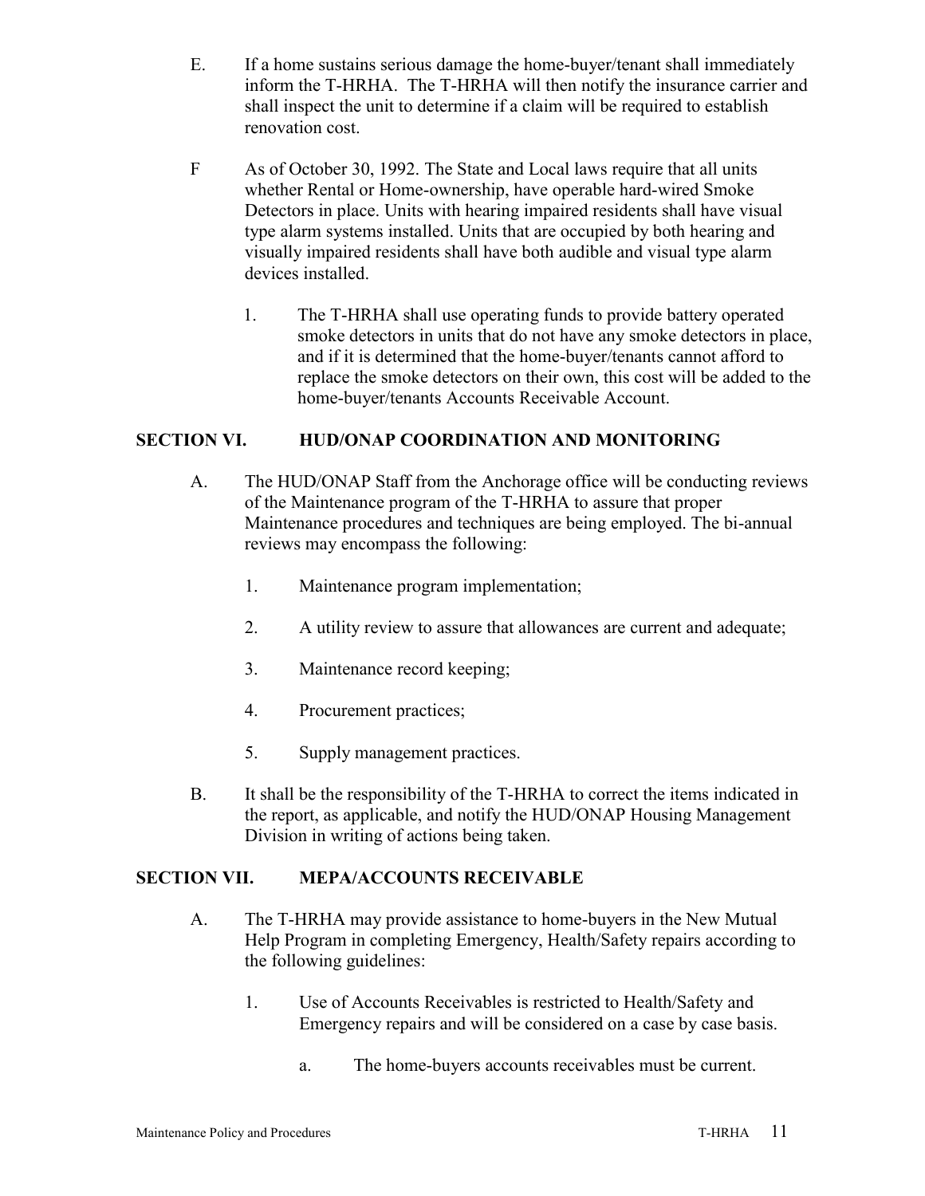E. If a home sustains serious damage the home-buyer/tenant shall immediately inform the T-HRHA. The T-HRHA will then notify the insurance carrier and shall inspect the unit to determine if a claim will be required to establish renovation cost.

F As of October 30, 1992. The State and Local laws require that all units whether Rental or Home-ownership, have operable hard-wired Smoke Detectors in place. Units with hearing impaired residents shall have visual type alarm systems installed. Units that are occupied by both hearing and visually impaired residents shall have both audible and visual type alarm devices installed.

1. The T-HRHA shall use operating funds to provide battery operated smoke detectors in units that do not have any smoke detectors in place, and if it is determined that the home-buyer/tenants cannot afford to replace the smoke detectors on their own, this cost will be added to the home-buyer/tenants Accounts Receivable Account.

## SECTION VI. HUD/ONAP COORDINATION AND MONITORING

A. The HUD/ONAP Staff from the Anchorage office will be conducting reviews of the Maintenance program of the T-HRHA to assure that proper Maintenance procedures and techniques are being employed. The bi-annual reviews may encompass the following:

1. Maintenance program implementation;
2. A utility review to assure that allowances are current and adequate;
3. Maintenance record keeping;
4. Procurement practices;
5. Supply management practices.

B. It shall be the responsibility of the T-HRHA to correct the items indicated in the report, as applicable, and notify the HUD/ONAP Housing Management Division in writing of actions being taken.

## SECTION VII. MEPA/ACCOUNTS RECEIVABLE

A. The T-HRHA may provide assistance to home-buyers in the New Mutual Help Program in completing Emergency, Health/Safety repairs according to the following guidelines:

1. Use of Accounts Receivables is restricted to Health/Safety and Emergency repairs and will be considered on a case by case basis.

   a. The home-buyers accounts receivables must be current.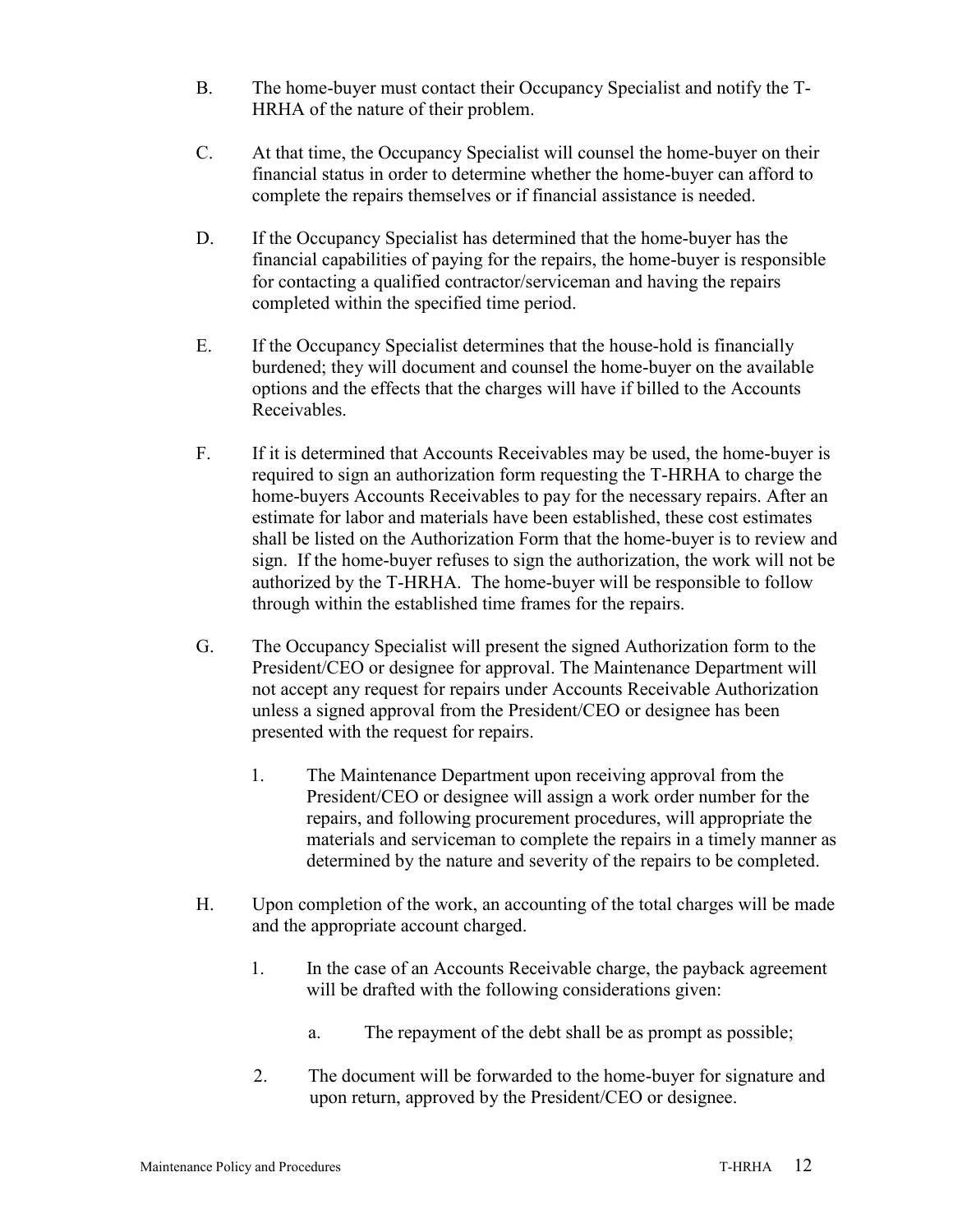B. The home-buyer must contact their Occupancy Specialist and notify the T-HRHA of the nature of their problem.

C. At that time, the Occupancy Specialist will counsel the home-buyer on their financial status in order to determine whether the home-buyer can afford to complete the repairs themselves or if financial assistance is needed.

D. If the Occupancy Specialist has determined that the home-buyer has the financial capabilities of paying for the repairs, the home-buyer is responsible for contacting a qualified contractor/serviceman and having the repairs completed within the specified time period.

E. If the Occupancy Specialist determines that the house-hold is financially burdened; they will document and counsel the home-buyer on the available options and the effects that the charges will have if billed to the Accounts Receivables.

F. If it is determined that Accounts Receivables may be used, the home-buyer is required to sign an authorization form requesting the T-HRHA to charge the home-buyers Accounts Receivables to pay for the necessary repairs. After an estimate for labor and materials have been established, these cost estimates shall be listed on the Authorization Form that the home-buyer is to review and sign. If the home-buyer refuses to sign the authorization, the work will not be authorized by the T-HRHA. The home-buyer will be responsible to follow through within the established time frames for the repairs.

G. The Occupancy Specialist will present the signed Authorization form to the President/CEO or designee for approval. The Maintenance Department will not accept any request for repairs under Accounts Receivable Authorization unless a signed approval from the President/CEO or designee has been presented with the request for repairs.

   1. The Maintenance Department upon receiving approval from the President/CEO or designee will assign a work order number for the repairs, and following procurement procedures, will appropriate the materials and serviceman to complete the repairs in a timely manner as determined by the nature and severity of the repairs to be completed.

H. Upon completion of the work, an accounting of the total charges will be made and the appropriate account charged.

   1. In the case of an Accounts Receivable charge, the payback agreement will be drafted with the following considerations given:

      a. The repayment of the debt shall be as prompt as possible;

   2. The document will be forwarded to the home-buyer for signature and upon return, approved by the President/CEO or designee.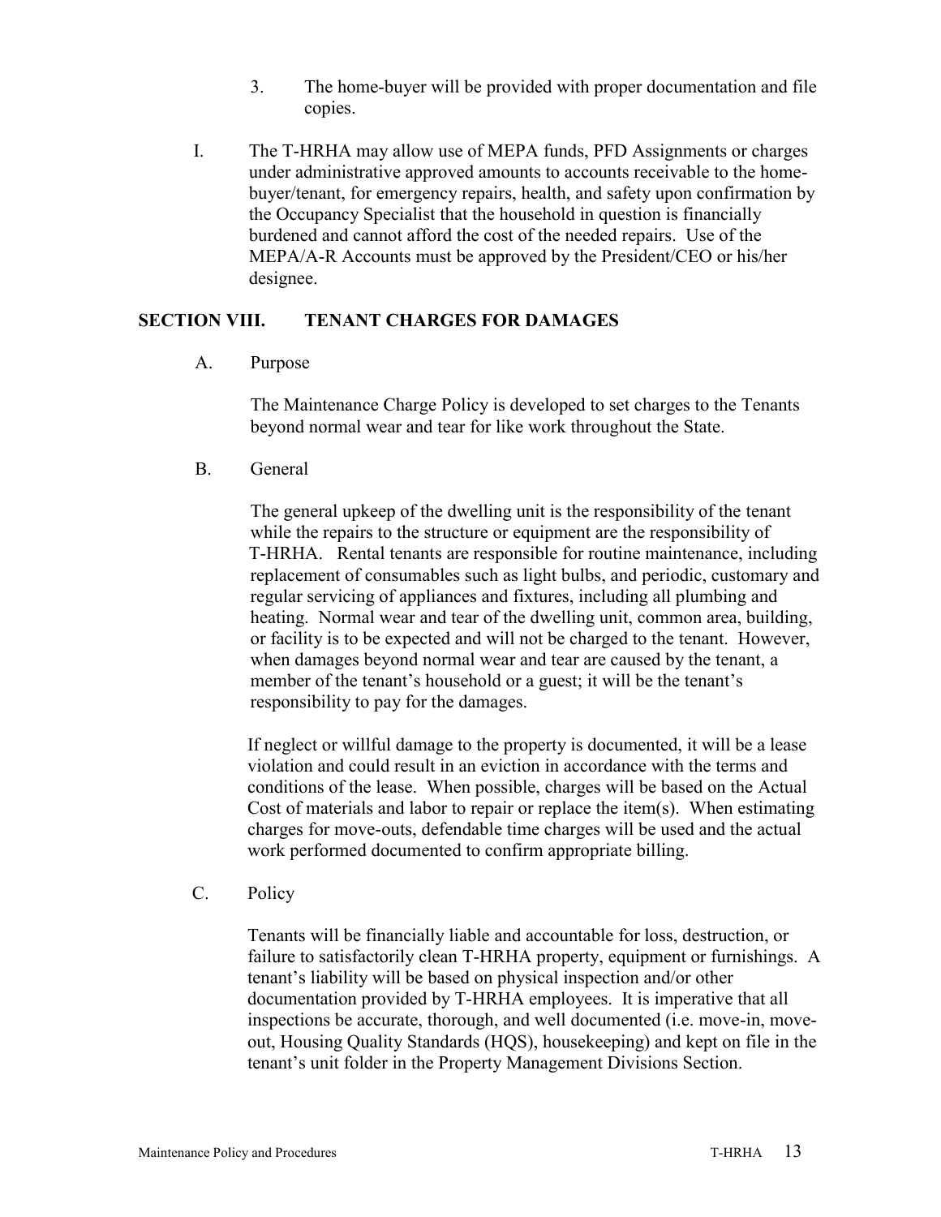3. The home-buyer will be provided with proper documentation and file copies.

I. The T-HRHA may allow use of MEPA funds, PFD Assignments or charges under administrative approved amounts to accounts receivable to the home-buyer/tenant, for emergency repairs, health, and safety upon confirmation by the Occupancy Specialist that the household in question is financially burdened and cannot afford the cost of the needed repairs. Use of the MEPA/A-R Accounts must be approved by the President/CEO or his/her designee.

## SECTION VIII. TENANT CHARGES FOR DAMAGES

A. Purpose

The Maintenance Charge Policy is developed to set charges to the Tenants beyond normal wear and tear for like work throughout the State.

B. General

The general upkeep of the dwelling unit is the responsibility of the tenant while the repairs to the structure or equipment are the responsibility of T-HRHA. Rental tenants are responsible for routine maintenance, including replacement of consumables such as light bulbs, and periodic, customary and regular servicing of appliances and fixtures, including all plumbing and heating. Normal wear and tear of the dwelling unit, common area, building, or facility is to be expected and will not be charged to the tenant. However, when damages beyond normal wear and tear are caused by the tenant, a member of the tenant's household or a guest; it will be the tenant's responsibility to pay for the damages.

If neglect or willful damage to the property is documented, it will be a lease violation and could result in an eviction in accordance with the terms and conditions of the lease. When possible, charges will be based on the Actual Cost of materials and labor to repair or replace the item(s). When estimating charges for move-outs, defendable time charges will be used and the actual work performed documented to confirm appropriate billing.

C. Policy

Tenants will be financially liable and accountable for loss, destruction, or failure to satisfactorily clean T-HRHA property, equipment or furnishings. A tenant's liability will be based on physical inspection and/or other documentation provided by T-HRHA employees. It is imperative that all inspections be accurate, thorough, and well documented (i.e. move-in, move-out, Housing Quality Standards (HQS), housekeeping) and kept on file in the tenant's unit folder in the Property Management Divisions Section.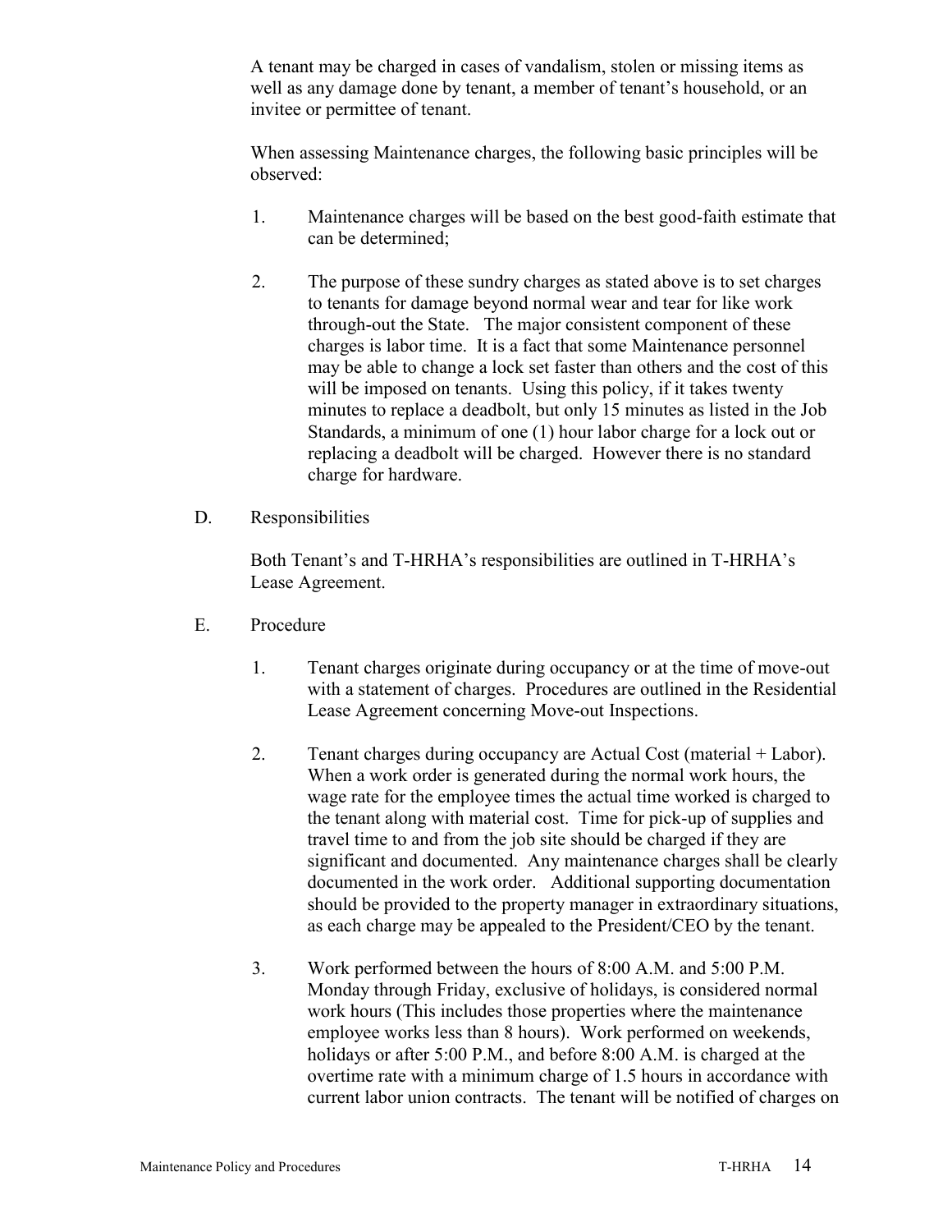A tenant may be charged in cases of vandalism, stolen or missing items as well as any damage done by tenant, a member of tenant's household, or an invitee or permittee of tenant.

When assessing Maintenance charges, the following basic principles will be observed:

1. Maintenance charges will be based on the best good-faith estimate that can be determined;

2. The purpose of these sundry charges as stated above is to set charges to tenants for damage beyond normal wear and tear for like work through-out the State. The major consistent component of these charges is labor time. It is a fact that some Maintenance personnel may be able to change a lock set faster than others and the cost of this will be imposed on tenants. Using this policy, if it takes twenty minutes to replace a deadbolt, but only 15 minutes as listed in the Job Standards, a minimum of one (1) hour labor charge for a lock out or replacing a deadbolt will be charged. However there is no standard charge for hardware.

D. Responsibilities

Both Tenant's and T-HRHA's responsibilities are outlined in T-HRHA's Lease Agreement.

E. Procedure

1. Tenant charges originate during occupancy or at the time of move-out with a statement of charges. Procedures are outlined in the Residential Lease Agreement concerning Move-out Inspections.

2. Tenant charges during occupancy are Actual Cost (material + Labor). When a work order is generated during the normal work hours, the wage rate for the employee times the actual time worked is charged to the tenant along with material cost. Time for pick-up of supplies and travel time to and from the job site should be charged if they are significant and documented. Any maintenance charges shall be clearly documented in the work order. Additional supporting documentation should be provided to the property manager in extraordinary situations, as each charge may be appealed to the President/CEO by the tenant.

3. Work performed between the hours of 8:00 A.M. and 5:00 P.M. Monday through Friday, exclusive of holidays, is considered normal work hours (This includes those properties where the maintenance employee works less than 8 hours). Work performed on weekends, holidays or after 5:00 P.M., and before 8:00 A.M. is charged at the overtime rate with a minimum charge of 1.5 hours in accordance with current labor union contracts. The tenant will be notified of charges on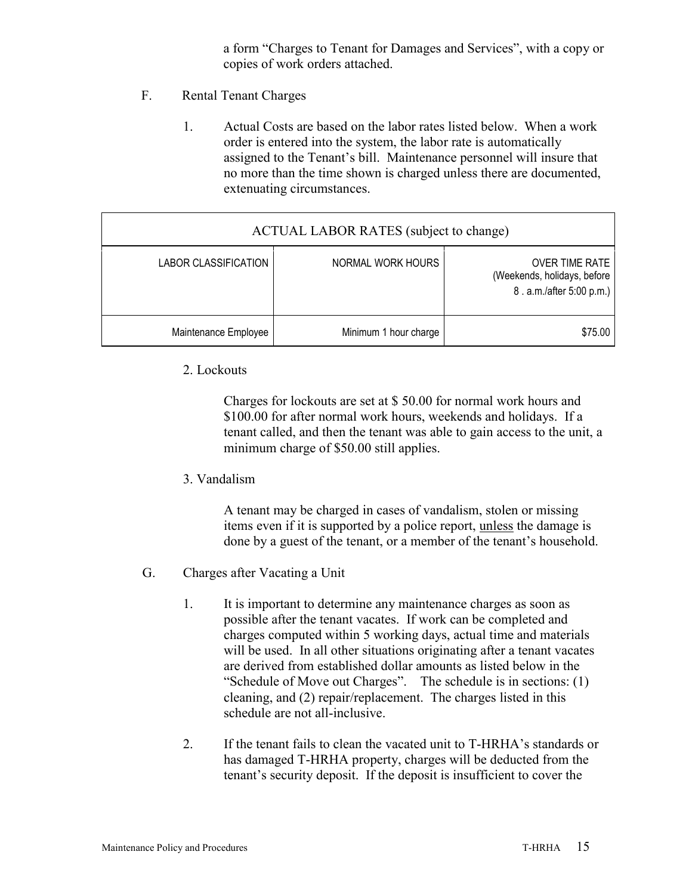a form "Charges to Tenant for Damages and Services", with a copy or copies of work orders attached.

F. Rental Tenant Charges

1. Actual Costs are based on the labor rates listed below. When a work order is entered into the system, the labor rate is automatically assigned to the Tenant's bill. Maintenance personnel will insure that no more than the time shown is charged unless there are documented, extenuating circumstances.

| ACTUAL LABOR RATES (subject to change) | | |
|---|---|---|
| LABOR CLASSIFICATION | NORMAL WORK HOURS | OVER TIME RATE (Weekends, holidays, before 8 . a.m./after 5:00 p.m.) |
| Maintenance Employee | Minimum 1 hour charge | $75.00 |

2. Lockouts

Charges for lockouts are set at $ 50.00 for normal work hours and $100.00 for after normal work hours, weekends and holidays. If a tenant called, and then the tenant was able to gain access to the unit, a minimum charge of $50.00 still applies.

3. Vandalism

A tenant may be charged in cases of vandalism, stolen or missing items even if it is supported by a police report, unless the damage is done by a guest of the tenant, or a member of the tenant's household.

G. Charges after Vacating a Unit

1. It is important to determine any maintenance charges as soon as possible after the tenant vacates. If work can be completed and charges computed within 5 working days, actual time and materials will be used. In all other situations originating after a tenant vacates are derived from established dollar amounts as listed below in the "Schedule of Move out Charges". The schedule is in sections: (1) cleaning, and (2) repair/replacement. The charges listed in this schedule are not all-inclusive.

2. If the tenant fails to clean the vacated unit to T-HRHA's standards or has damaged T-HRHA property, charges will be deducted from the tenant's security deposit. If the deposit is insufficient to cover the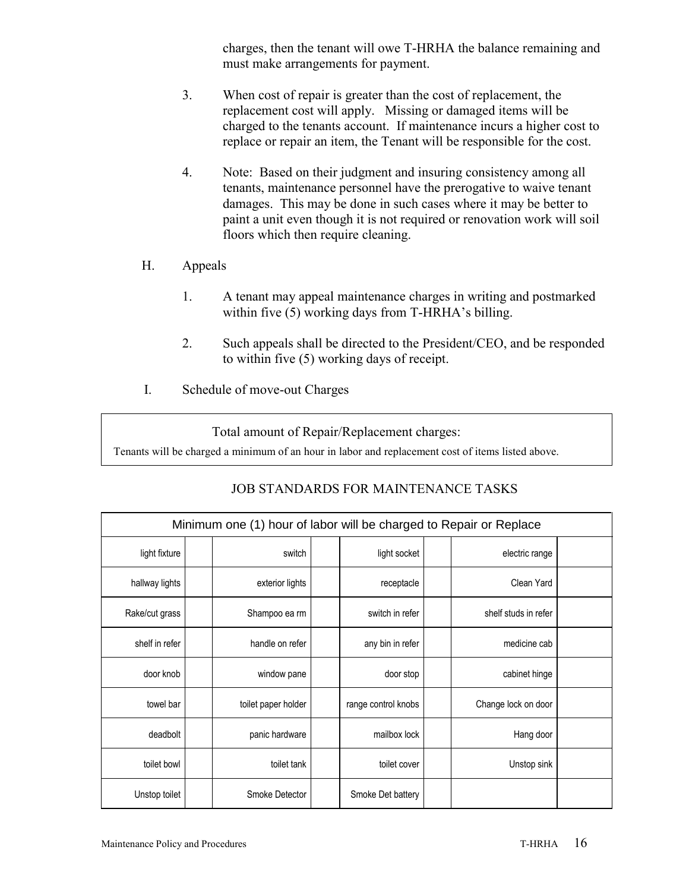charges, then the tenant will owe T-HRHA the balance remaining and must make arrangements for payment.

3. When cost of repair is greater than the cost of replacement, the replacement cost will apply. Missing or damaged items will be charged to the tenants account. If maintenance incurs a higher cost to replace or repair an item, the Tenant will be responsible for the cost.

4. Note: Based on their judgment and insuring consistency among all tenants, maintenance personnel have the prerogative to waive tenant damages. This may be done in such cases where it may be better to paint a unit even though it is not required or renovation work will soil floors which then require cleaning.

H. Appeals

1. A tenant may appeal maintenance charges in writing and postmarked within five (5) working days from T-HRHA's billing.

2. Such appeals shall be directed to the President/CEO, and be responded to within five (5) working days of receipt.

I. Schedule of move-out Charges

| Total amount of Repair/Replacement charges: |
|---|
| Tenants will be charged a minimum of an hour in labor and replacement cost of items listed above. |

JOB STANDARDS FOR MAINTENANCE TASKS

| Minimum one (1) hour of labor will be charged to Repair or Replace | | | | | | | |
|---|---|---|---|---|---|---|---|
| light fixture | | switch | | light socket | | electric range | |
| hallway lights | | exterior lights | | receptacle | | Clean Yard | |
| Rake/cut grass | | Shampoo ea rm | | switch in refer | | shelf studs in refer | |
| shelf in refer | | handle on refer | | any bin in refer | | medicine cab | |
| door knob | | window pane | | door stop | | cabinet hinge | |
| towel bar | | toilet paper holder | | range control knobs | | Change lock on door | |
| deadbolt | | panic hardware | | mailbox lock | | Hang door | |
| toilet bowl | | toilet tank | | toilet cover | | Unstop sink | |
| Unstop toilet | | Smoke Detector | | Smoke Det battery | | | |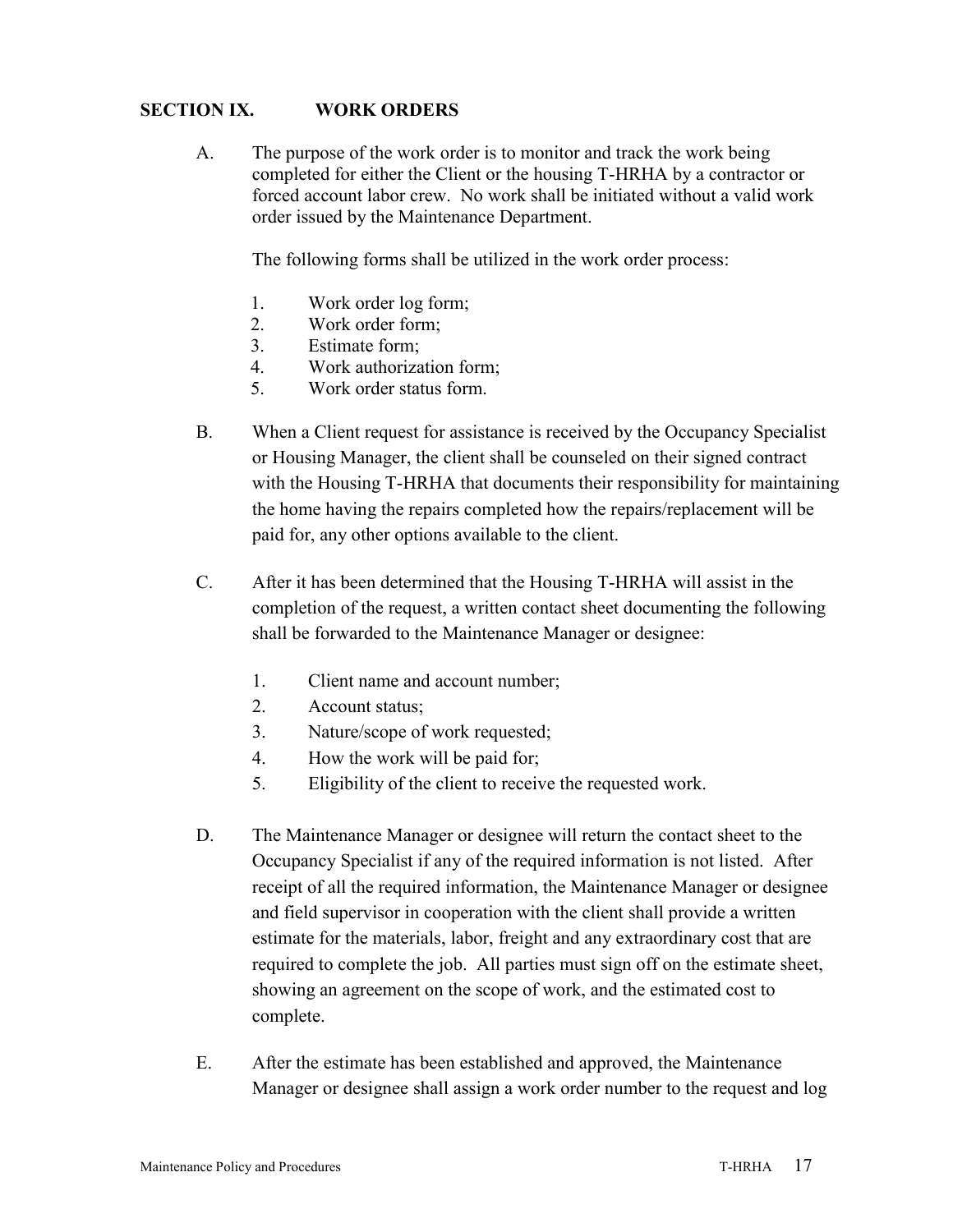## SECTION IX. WORK ORDERS

A. The purpose of the work order is to monitor and track the work being completed for either the Client or the housing T-HRHA by a contractor or forced account labor crew. No work shall be initiated without a valid work order issued by the Maintenance Department.

   The following forms shall be utilized in the work order process:

   1. Work order log form;
   2. Work order form;
   3. Estimate form;
   4. Work authorization form;
   5. Work order status form.

B. When a Client request for assistance is received by the Occupancy Specialist or Housing Manager, the client shall be counseled on their signed contract with the Housing T-HRHA that documents their responsibility for maintaining the home having the repairs completed how the repairs/replacement will be paid for, any other options available to the client.

C. After it has been determined that the Housing T-HRHA will assist in the completion of the request, a written contact sheet documenting the following shall be forwarded to the Maintenance Manager or designee:

   1. Client name and account number;
   2. Account status;
   3. Nature/scope of work requested;
   4. How the work will be paid for;
   5. Eligibility of the client to receive the requested work.

D. The Maintenance Manager or designee will return the contact sheet to the Occupancy Specialist if any of the required information is not listed. After receipt of all the required information, the Maintenance Manager or designee and field supervisor in cooperation with the client shall provide a written estimate for the materials, labor, freight and any extraordinary cost that are required to complete the job. All parties must sign off on the estimate sheet, showing an agreement on the scope of work, and the estimated cost to complete.

E. After the estimate has been established and approved, the Maintenance Manager or designee shall assign a work order number to the request and log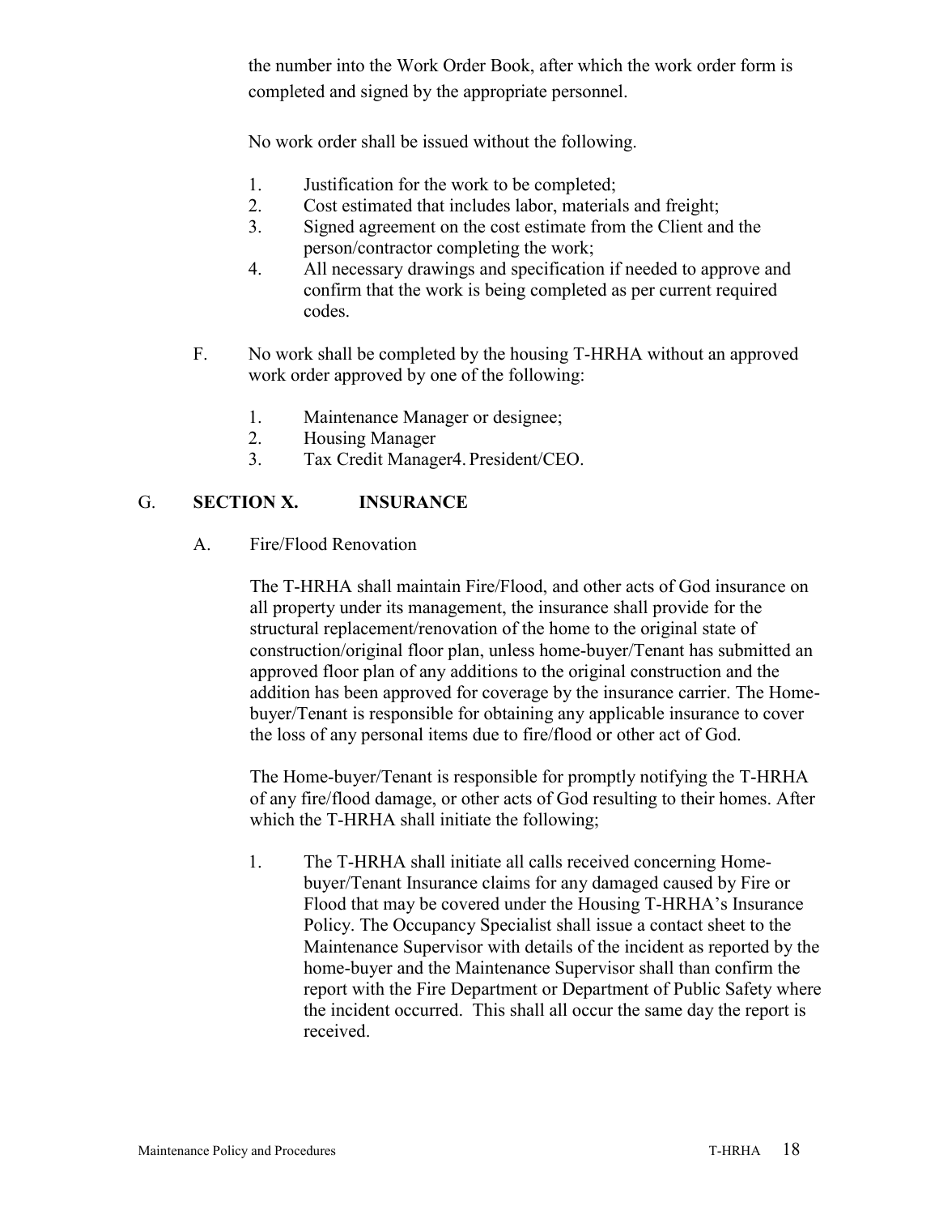the number into the Work Order Book, after which the work order form is completed and signed by the appropriate personnel.

No work order shall be issued without the following.

1. Justification for the work to be completed;
2. Cost estimated that includes labor, materials and freight;
3. Signed agreement on the cost estimate from the Client and the person/contractor completing the work;
4. All necessary drawings and specification if needed to approve and confirm that the work is being completed as per current required codes.

F. No work shall be completed by the housing T-HRHA without an approved work order approved by one of the following:

1. Maintenance Manager or designee;
2. Housing Manager
3. Tax Credit Manager4. President/CEO.

## G. **SECTION X. INSURANCE**

A. Fire/Flood Renovation

The T-HRHA shall maintain Fire/Flood, and other acts of God insurance on all property under its management, the insurance shall provide for the structural replacement/renovation of the home to the original state of construction/original floor plan, unless home-buyer/Tenant has submitted an approved floor plan of any additions to the original construction and the addition has been approved for coverage by the insurance carrier. The Home-buyer/Tenant is responsible for obtaining any applicable insurance to cover the loss of any personal items due to fire/flood or other act of God.

The Home-buyer/Tenant is responsible for promptly notifying the T-HRHA of any fire/flood damage, or other acts of God resulting to their homes. After which the T-HRHA shall initiate the following;

1. The T-HRHA shall initiate all calls received concerning Home-buyer/Tenant Insurance claims for any damaged caused by Fire or Flood that may be covered under the Housing T-HRHA's Insurance Policy. The Occupancy Specialist shall issue a contact sheet to the Maintenance Supervisor with details of the incident as reported by the home-buyer and the Maintenance Supervisor shall than confirm the report with the Fire Department or Department of Public Safety where the incident occurred. This shall all occur the same day the report is received.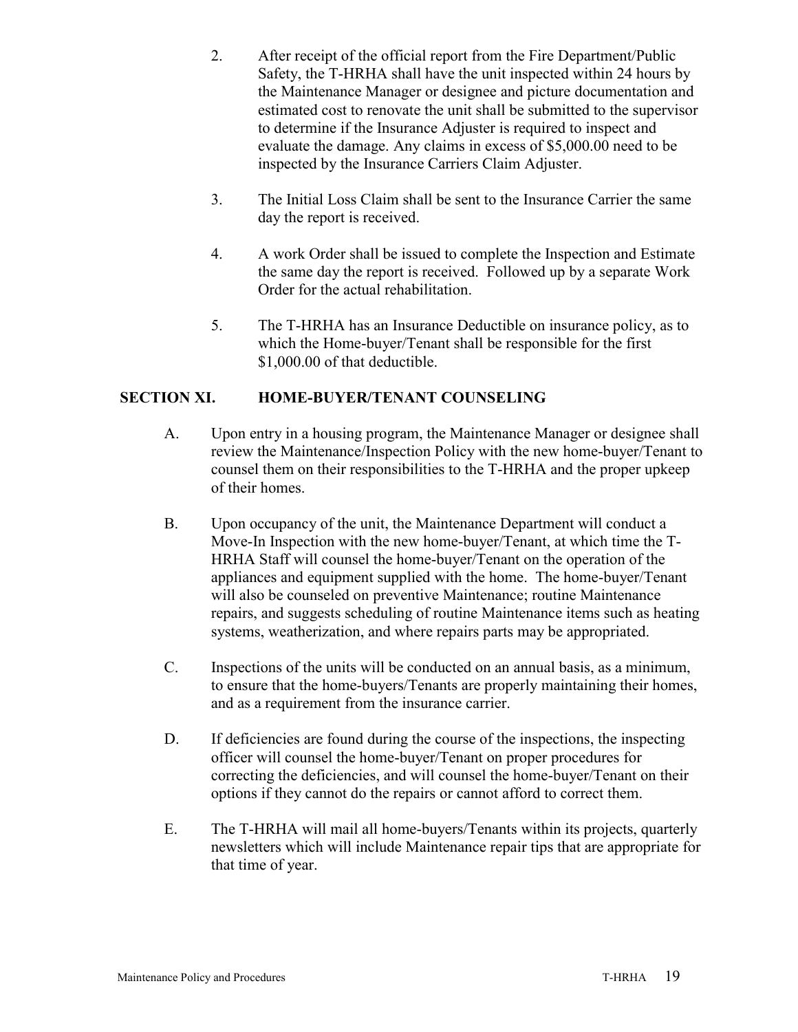2. After receipt of the official report from the Fire Department/Public Safety, the T-HRHA shall have the unit inspected within 24 hours by the Maintenance Manager or designee and picture documentation and estimated cost to renovate the unit shall be submitted to the supervisor to determine if the Insurance Adjuster is required to inspect and evaluate the damage. Any claims in excess of $5,000.00 need to be inspected by the Insurance Carriers Claim Adjuster.

3. The Initial Loss Claim shall be sent to the Insurance Carrier the same day the report is received.

4. A work Order shall be issued to complete the Inspection and Estimate the same day the report is received. Followed up by a separate Work Order for the actual rehabilitation.

5. The T-HRHA has an Insurance Deductible on insurance policy, as to which the Home-buyer/Tenant shall be responsible for the first $1,000.00 of that deductible.

## SECTION XI. HOME-BUYER/TENANT COUNSELING

A. Upon entry in a housing program, the Maintenance Manager or designee shall review the Maintenance/Inspection Policy with the new home-buyer/Tenant to counsel them on their responsibilities to the T-HRHA and the proper upkeep of their homes.

B. Upon occupancy of the unit, the Maintenance Department will conduct a Move-In Inspection with the new home-buyer/Tenant, at which time the T-HRHA Staff will counsel the home-buyer/Tenant on the operation of the appliances and equipment supplied with the home. The home-buyer/Tenant will also be counseled on preventive Maintenance; routine Maintenance repairs, and suggests scheduling of routine Maintenance items such as heating systems, weatherization, and where repairs parts may be appropriated.

C. Inspections of the units will be conducted on an annual basis, as a minimum, to ensure that the home-buyers/Tenants are properly maintaining their homes, and as a requirement from the insurance carrier.

D. If deficiencies are found during the course of the inspections, the inspecting officer will counsel the home-buyer/Tenant on proper procedures for correcting the deficiencies, and will counsel the home-buyer/Tenant on their options if they cannot do the repairs or cannot afford to correct them.

E. The T-HRHA will mail all home-buyers/Tenants within its projects, quarterly newsletters which will include Maintenance repair tips that are appropriate for that time of year.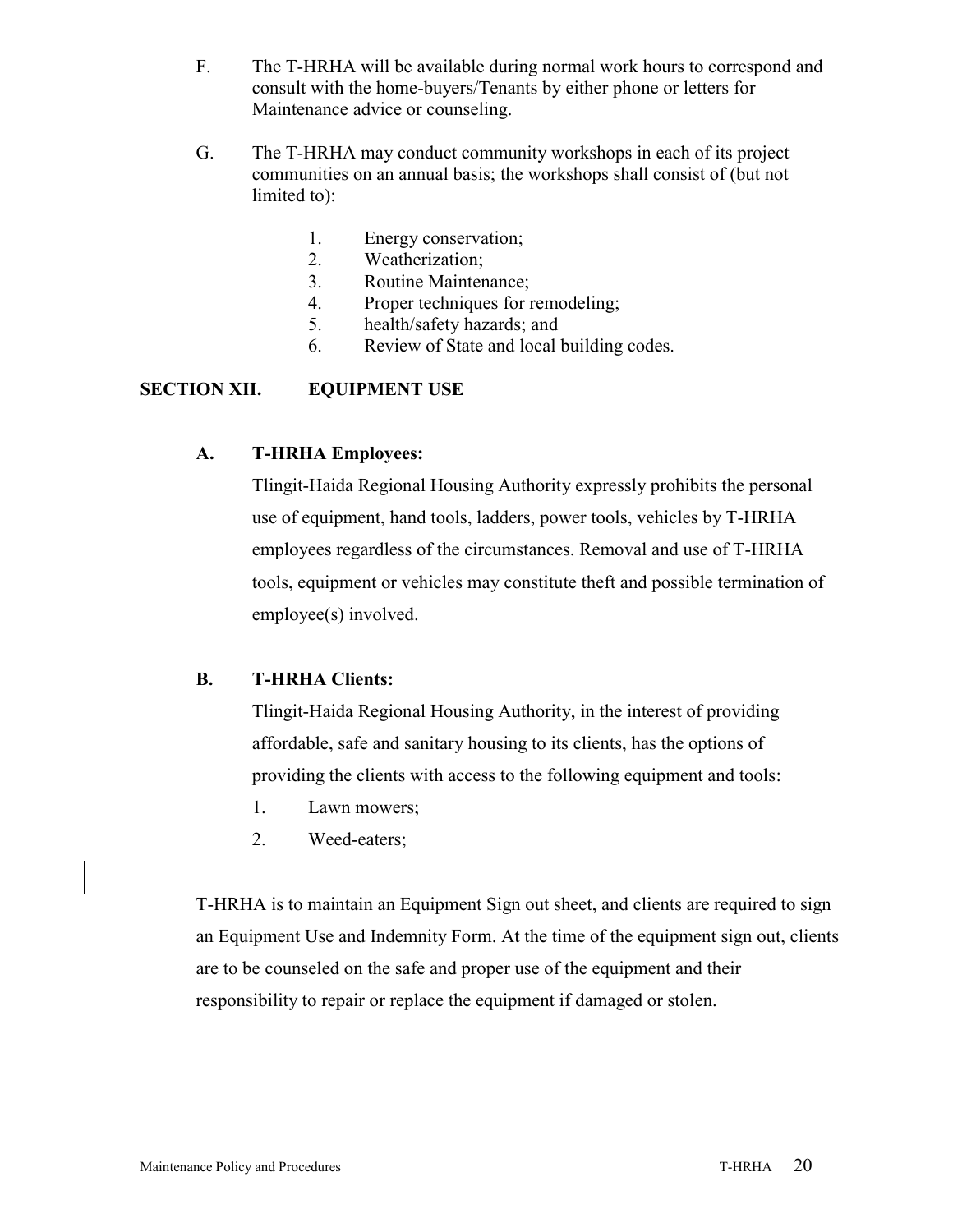F. The T-HRHA will be available during normal work hours to correspond and consult with the home-buyers/Tenants by either phone or letters for Maintenance advice or counseling.

G. The T-HRHA may conduct community workshops in each of its project communities on an annual basis; the workshops shall consist of (but not limited to):

1. Energy conservation;
2. Weatherization;
3. Routine Maintenance;
4. Proper techniques for remodeling;
5. health/safety hazards; and
6. Review of State and local building codes.

## SECTION XII. EQUIPMENT USE

### A. T-HRHA Employees:

Tlingit-Haida Regional Housing Authority expressly prohibits the personal use of equipment, hand tools, ladders, power tools, vehicles by T-HRHA employees regardless of the circumstances. Removal and use of T-HRHA tools, equipment or vehicles may constitute theft and possible termination of employee(s) involved.

### B. T-HRHA Clients:

Tlingit-Haida Regional Housing Authority, in the interest of providing affordable, safe and sanitary housing to its clients, has the options of providing the clients with access to the following equipment and tools:

1. Lawn mowers;
2. Weed-eaters;

T-HRHA is to maintain an Equipment Sign out sheet, and clients are required to sign an Equipment Use and Indemnity Form. At the time of the equipment sign out, clients are to be counseled on the safe and proper use of the equipment and their responsibility to repair or replace the equipment if damaged or stolen.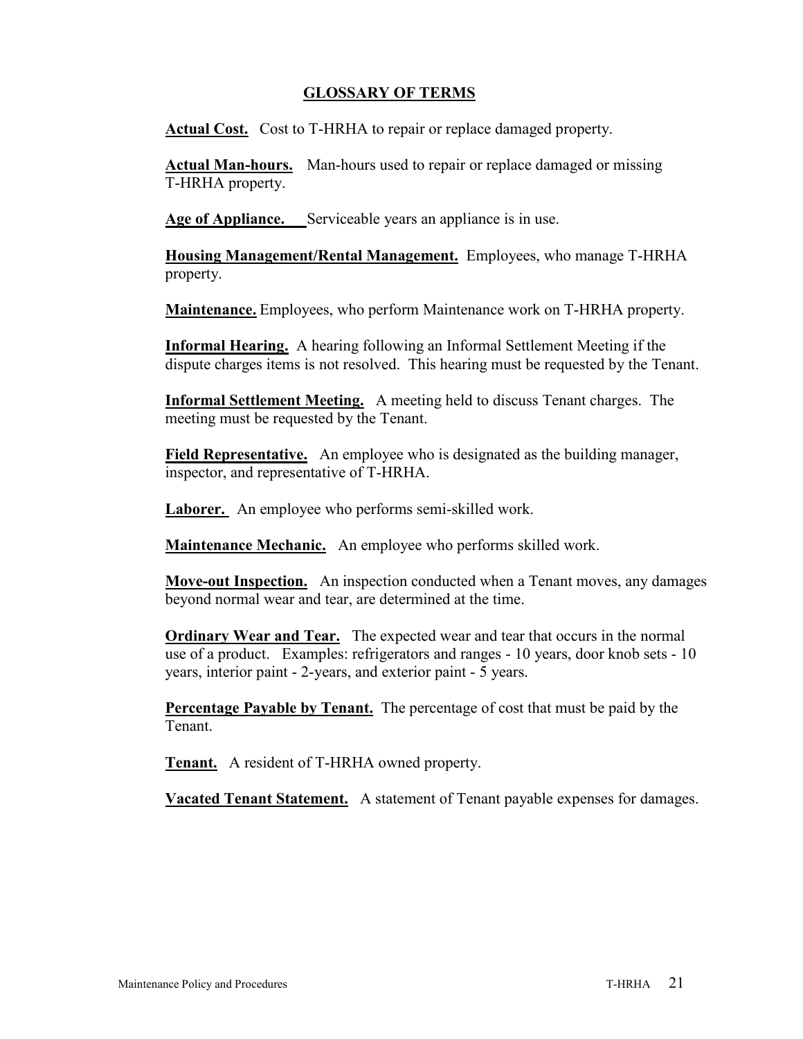## GLOSSARY OF TERMS

**Actual Cost.** Cost to T-HRHA to repair or replace damaged property.

**Actual Man-hours.** Man-hours used to repair or replace damaged or missing T-HRHA property.

**Age of Appliance.** Serviceable years an appliance is in use.

**Housing Management/Rental Management.** Employees, who manage T-HRHA property.

**Maintenance.** Employees, who perform Maintenance work on T-HRHA property.

**Informal Hearing.** A hearing following an Informal Settlement Meeting if the dispute charges items is not resolved. This hearing must be requested by the Tenant.

**Informal Settlement Meeting.** A meeting held to discuss Tenant charges. The meeting must be requested by the Tenant.

**Field Representative.** An employee who is designated as the building manager, inspector, and representative of T-HRHA.

**Laborer.** An employee who performs semi-skilled work.

**Maintenance Mechanic.** An employee who performs skilled work.

**Move-out Inspection.** An inspection conducted when a Tenant moves, any damages beyond normal wear and tear, are determined at the time.

**Ordinary Wear and Tear.** The expected wear and tear that occurs in the normal use of a product. Examples: refrigerators and ranges - 10 years, door knob sets - 10 years, interior paint - 2-years, and exterior paint - 5 years.

**Percentage Payable by Tenant.** The percentage of cost that must be paid by the Tenant.

**Tenant.** A resident of T-HRHA owned property.

**Vacated Tenant Statement.** A statement of Tenant payable expenses for damages.